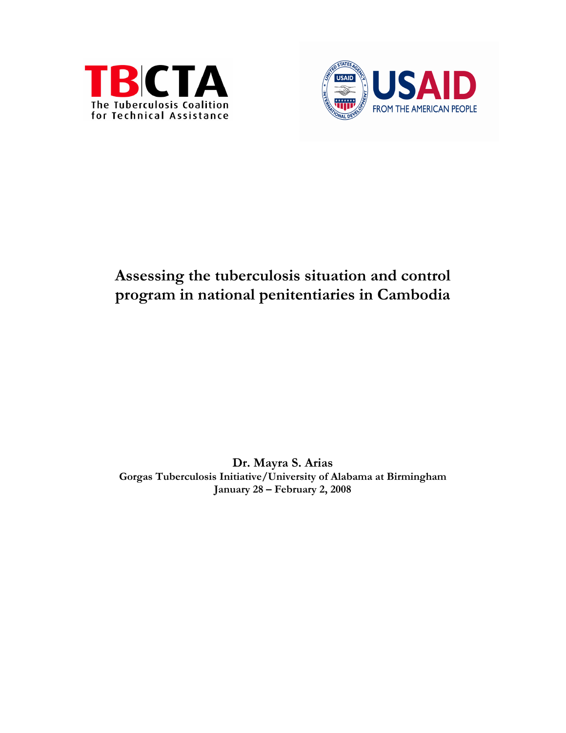TBCTA

The Tuberculosis Coalition for Technical Assistance

USAID

FROM THE AMERICAN PEOPLE

# Assessing the tuberculosis situation and control program in national penitentiaries in Cambodia

**Dr. Mayra S. Arias**

**Gorgas Tuberculosis Initiative/University of Alabama at Birmingham**

**January 28 – February 2, 2008**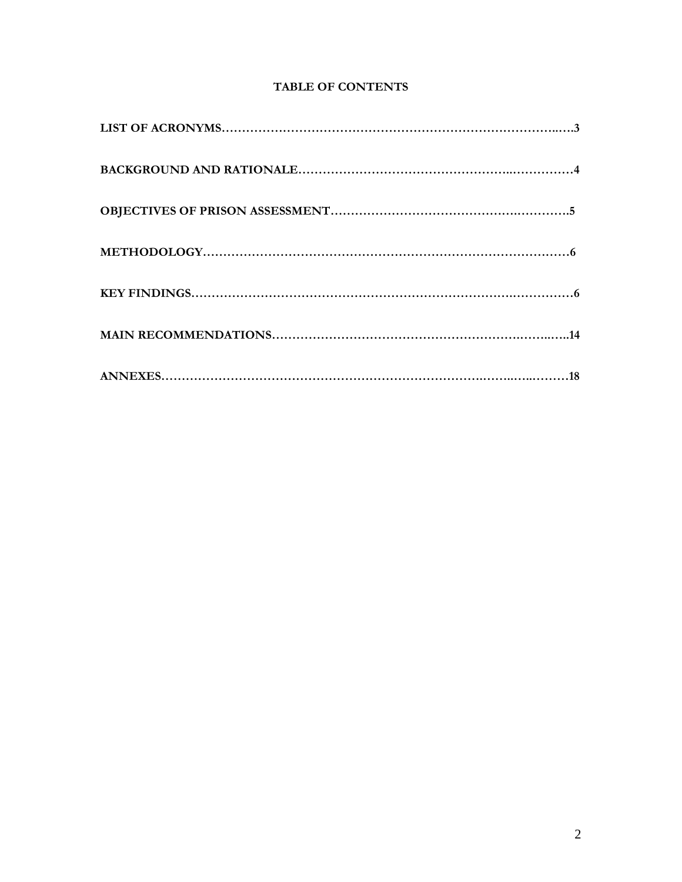**TABLE OF CONTENTS**

**LIST OF ACRONYMS……………………………………………………………………….….3**

**BACKGROUND AND RATIONALE……………………………………………..……………4**

**OBJECTIVES OF PRISON ASSESSMENT…………………………………….………….5**

**METHODOLOGY……………………………………………………………………….……6**

**KEY FINDINGS……………………………………………………………….………………6**

**MAIN RECOMMENDATIONS…………………………………………………….……..…..14**

**ANNEXES…………………………………………………………….……..…..………18**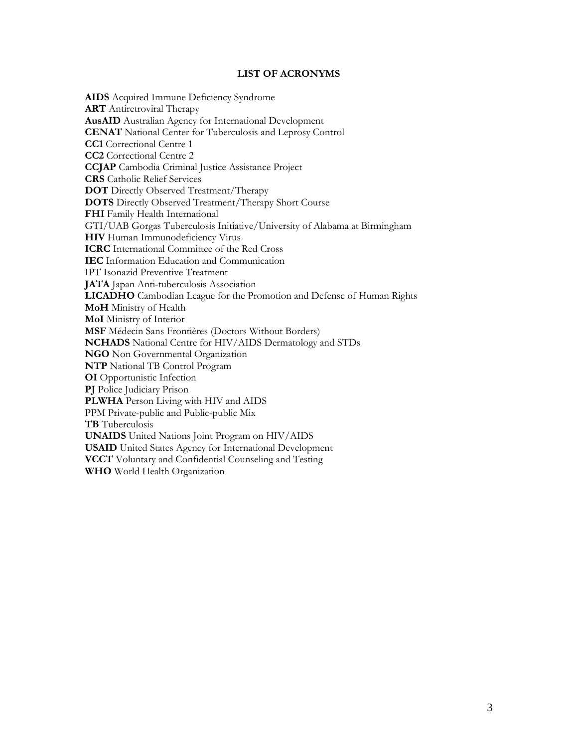## LIST OF ACRONYMS

**AIDS** Acquired Immune Deficiency Syndrome  
**ART** Antiretroviral Therapy  
**AusAID** Australian Agency for International Development  
**CENAT** National Center for Tuberculosis and Leprosy Control  
**CC1** Correctional Centre 1  
**CC2** Correctional Centre 2  
**CCJAP** Cambodia Criminal Justice Assistance Project  
**CRS** Catholic Relief Services  
**DOT** Directly Observed Treatment/Therapy  
**DOTS** Directly Observed Treatment/Therapy Short Course  
**FHI** Family Health International  
GTI/UAB Gorgas Tuberculosis Initiative/University of Alabama at Birmingham  
**HIV** Human Immunodeficiency Virus  
**ICRC** International Committee of the Red Cross  
**IEC** Information Education and Communication  
IPT Isonazid Preventive Treatment  
**JATA** Japan Anti-tuberculosis Association  
**LICADHO** Cambodian League for the Promotion and Defense of Human Rights  
**MoH** Ministry of Health  
**MoI** Ministry of Interior  
**MSF** Médecin Sans Frontières (Doctors Without Borders)  
**NCHADS** National Centre for HIV/AIDS Dermatology and STDs  
**NGO** Non Governmental Organization  
**NTP** National TB Control Program  
**OI** Opportunistic Infection  
**PJ** Police Judiciary Prison  
**PLWHA** Person Living with HIV and AIDS  
PPM Private-public and Public-public Mix  
**TB** Tuberculosis  
**UNAIDS** United Nations Joint Program on HIV/AIDS  
**USAID** United States Agency for International Development  
**VCCT** Voluntary and Confidential Counseling and Testing  
**WHO** World Health Organization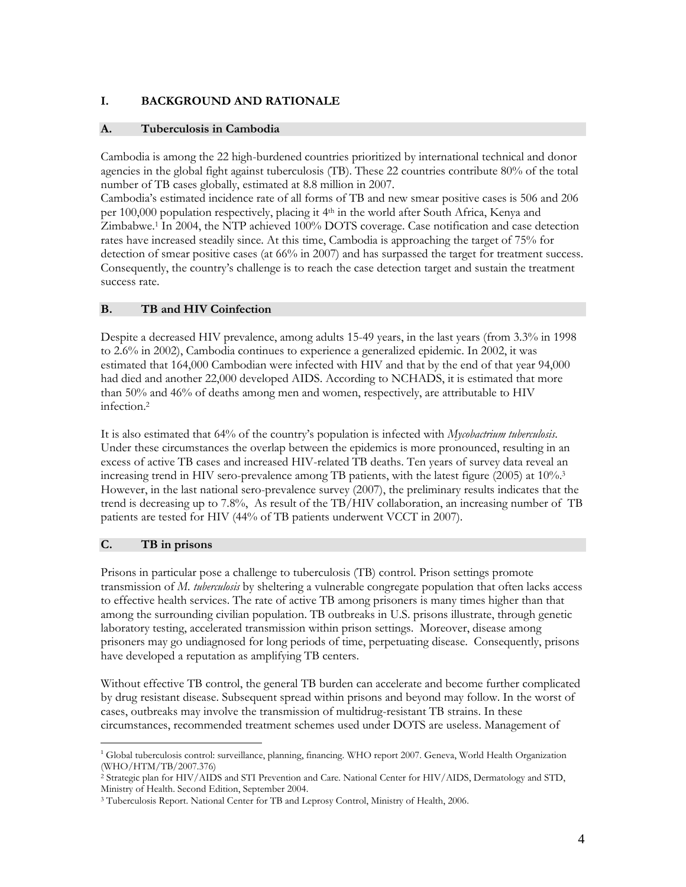# I. BACKGROUND AND RATIONALE

## A. Tuberculosis in Cambodia

Cambodia is among the 22 high-burdened countries prioritized by international technical and donor agencies in the global fight against tuberculosis (TB). These 22 countries contribute 80% of the total number of TB cases globally, estimated at 8.8 million in 2007.

Cambodia's estimated incidence rate of all forms of TB and new smear positive cases is 506 and 206 per 100,000 population respectively, placing it 4th in the world after South Africa, Kenya and Zimbabwe.[1] In 2004, the NTP achieved 100% DOTS coverage. Case notification and case detection rates have increased steadily since. At this time, Cambodia is approaching the target of 75% for detection of smear positive cases (at 66% in 2007) and has surpassed the target for treatment success. Consequently, the country's challenge is to reach the case detection target and sustain the treatment success rate.

## B. TB and HIV Coinfection

Despite a decreased HIV prevalence, among adults 15-49 years, in the last years (from 3.3% in 1998 to 2.6% in 2002), Cambodia continues to experience a generalized epidemic. In 2002, it was estimated that 164,000 Cambodian were infected with HIV and that by the end of that year 94,000 had died and another 22,000 developed AIDS. According to NCHADS, it is estimated that more than 50% and 46% of deaths among men and women, respectively, are attributable to HIV infection.[2]

It is also estimated that 64% of the country's population is infected with *Mycobactrium tuberculosis*. Under these circumstances the overlap between the epidemics is more pronounced, resulting in an excess of active TB cases and increased HIV-related TB deaths. Ten years of survey data reveal an increasing trend in HIV sero-prevalence among TB patients, with the latest figure (2005) at 10%.[3] However, in the last national sero-prevalence survey (2007), the preliminary results indicates that the trend is decreasing up to 7.8%, As result of the TB/HIV collaboration, an increasing number of TB patients are tested for HIV (44% of TB patients underwent VCCT in 2007).

## C. TB in prisons

Prisons in particular pose a challenge to tuberculosis (TB) control. Prison settings promote transmission of *M. tuberculosis* by sheltering a vulnerable congregate population that often lacks access to effective health services. The rate of active TB among prisoners is many times higher than that among the surrounding civilian population. TB outbreaks in U.S. prisons illustrate, through genetic laboratory testing, accelerated transmission within prison settings. Moreover, disease among prisoners may go undiagnosed for long periods of time, perpetuating disease. Consequently, prisons have developed a reputation as amplifying TB centers.

Without effective TB control, the general TB burden can accelerate and become further complicated by drug resistant disease. Subsequent spread within prisons and beyond may follow. In the worst of cases, outbreaks may involve the transmission of multidrug-resistant TB strains. In these circumstances, recommended treatment schemes used under DOTS are useless. Management of

---

[1] Global tuberculosis control: surveillance, planning, financing. WHO report 2007. Geneva, World Health Organization (WHO/HTM/TB/2007.376)

[2] Strategic plan for HIV/AIDS and STI Prevention and Care. National Center for HIV/AIDS, Dermatology and STD, Ministry of Health. Second Edition, September 2004.

[3] Tuberculosis Report. National Center for TB and Leprosy Control, Ministry of Health, 2006.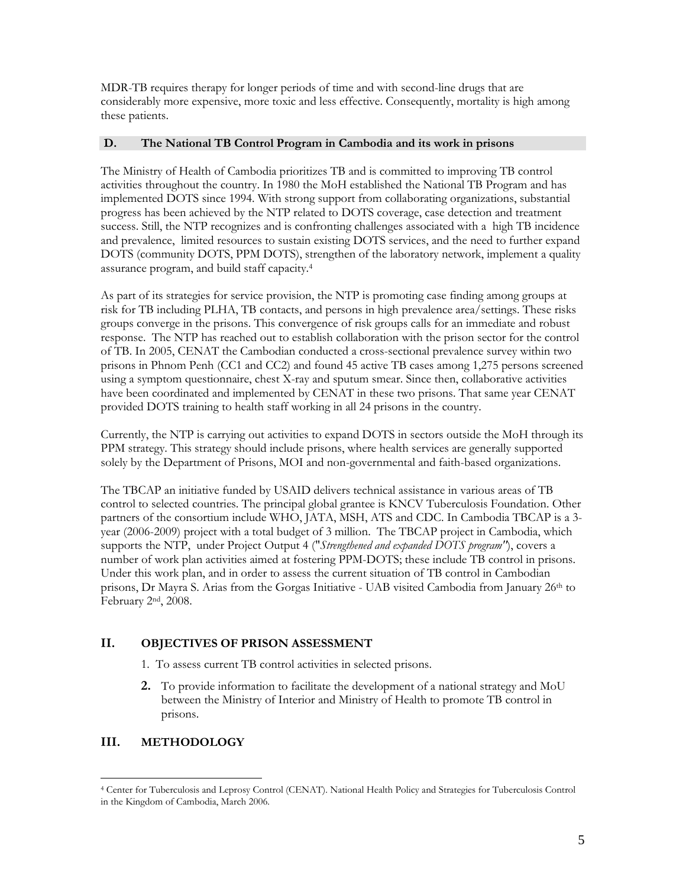MDR-TB requires therapy for longer periods of time and with second-line drugs that are considerably more expensive, more toxic and less effective. Consequently, mortality is high among these patients.

### D. The National TB Control Program in Cambodia and its work in prisons

The Ministry of Health of Cambodia prioritizes TB and is committed to improving TB control activities throughout the country. In 1980 the MoH established the National TB Program and has implemented DOTS since 1994. With strong support from collaborating organizations, substantial progress has been achieved by the NTP related to DOTS coverage, case detection and treatment success. Still, the NTP recognizes and is confronting challenges associated with a high TB incidence and prevalence, limited resources to sustain existing DOTS services, and the need to further expand DOTS (community DOTS, PPM DOTS), strengthen of the laboratory network, implement a quality assurance program, and build staff capacity.[4]

As part of its strategies for service provision, the NTP is promoting case finding among groups at risk for TB including PLHA, TB contacts, and persons in high prevalence area/settings. These risks groups converge in the prisons. This convergence of risk groups calls for an immediate and robust response. The NTP has reached out to establish collaboration with the prison sector for the control of TB. In 2005, CENAT the Cambodian conducted a cross-sectional prevalence survey within two prisons in Phnom Penh (CC1 and CC2) and found 45 active TB cases among 1,275 persons screened using a symptom questionnaire, chest X-ray and sputum smear. Since then, collaborative activities have been coordinated and implemented by CENAT in these two prisons. That same year CENAT provided DOTS training to health staff working in all 24 prisons in the country.

Currently, the NTP is carrying out activities to expand DOTS in sectors outside the MoH through its PPM strategy. This strategy should include prisons, where health services are generally supported solely by the Department of Prisons, MOI and non-governmental and faith-based organizations.

The TBCAP an initiative funded by USAID delivers technical assistance in various areas of TB control to selected countries. The principal global grantee is KNCV Tuberculosis Foundation. Other partners of the consortium include WHO, JATA, MSH, ATS and CDC. In Cambodia TBCAP is a 3-year (2006-2009) project with a total budget of 3 million. The TBCAP project in Cambodia, which supports the NTP, under Project Output 4 ("*Strengthened and expanded DOTS program"*), covers a number of work plan activities aimed at fostering PPM-DOTS; these include TB control in prisons. Under this work plan, and in order to assess the current situation of TB control in Cambodian prisons, Dr Mayra S. Arias from the Gorgas Initiative - UAB visited Cambodia from January 26th to February 2nd, 2008.

## II. OBJECTIVES OF PRISON ASSESSMENT

1. To assess current TB control activities in selected prisons.
2. To provide information to facilitate the development of a national strategy and MoU between the Ministry of Interior and Ministry of Health to promote TB control in prisons.

## III. METHODOLOGY

[4] Center for Tuberculosis and Leprosy Control (CENAT). National Health Policy and Strategies for Tuberculosis Control in the Kingdom of Cambodia, March 2006.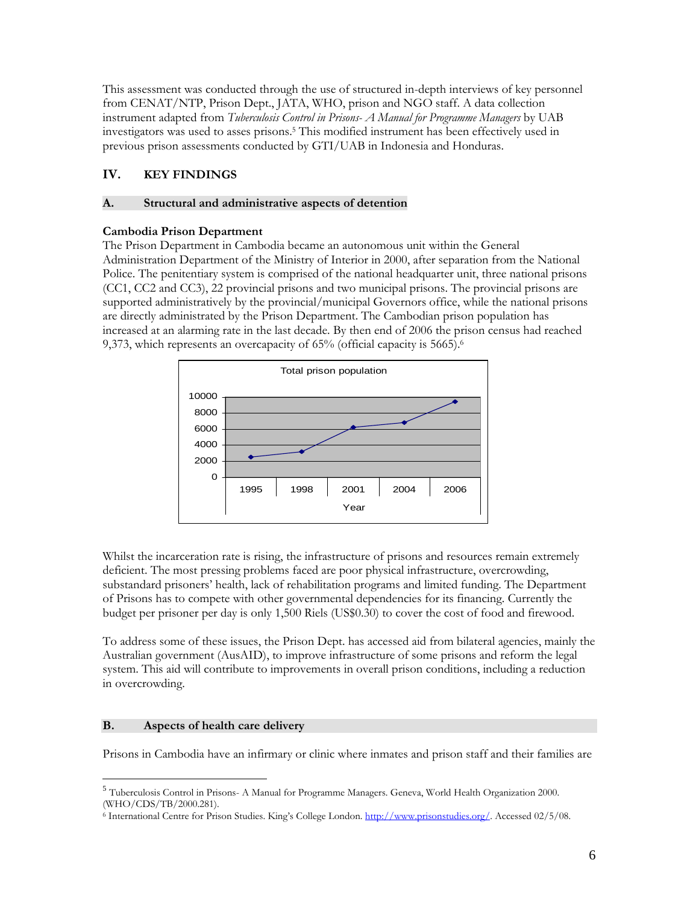This assessment was conducted through the use of structured in-depth interviews of key personnel from CENAT/NTP, Prison Dept., JATA, WHO, prison and NGO staff. A data collection instrument adapted from *Tuberculosis Control in Prisons- A Manual for Programme Managers* by UAB investigators was used to asses prisons.[5] This modified instrument has been effectively used in previous prison assessments conducted by GTI/UAB in Indonesia and Honduras.

## IV. KEY FINDINGS

### A. Structural and administrative aspects of detention

**Cambodia Prison Department**

The Prison Department in Cambodia became an autonomous unit within the General Administration Department of the Ministry of Interior in 2000, after separation from the National Police. The penitentiary system is comprised of the national headquarter unit, three national prisons (CC1, CC2 and CC3), 22 provincial prisons and two municipal prisons. The provincial prisons are supported administratively by the provincial/municipal Governors office, while the national prisons are directly administrated by the Prison Department. The Cambodian prison population has increased at an alarming rate in the last decade. By then end of 2006 the prison census had reached 9,373, which represents an overcapacity of 65% (official capacity is 5665).[6]

Total prison population

| Year | 1995 | 1998 | 2001 | 2004 | 2006 |
|---|---|---|---|---|---|

Whilst the incarceration rate is rising, the infrastructure of prisons and resources remain extremely deficient. The most pressing problems faced are poor physical infrastructure, overcrowding, substandard prisoners' health, lack of rehabilitation programs and limited funding. The Department of Prisons has to compete with other governmental dependencies for its financing. Currently the budget per prisoner per day is only 1,500 Riels (US$0.30) to cover the cost of food and firewood.

To address some of these issues, the Prison Dept. has accessed aid from bilateral agencies, mainly the Australian government (AusAID), to improve infrastructure of some prisons and reform the legal system. This aid will contribute to improvements in overall prison conditions, including a reduction in overcrowding.

### B. Aspects of health care delivery

Prisons in Cambodia have an infirmary or clinic where inmates and prison staff and their families are

---

[5] Tuberculosis Control in Prisons- A Manual for Programme Managers. Geneva, World Health Organization 2000. (WHO/CDS/TB/2000.281).

[6] International Centre for Prison Studies. King's College London. http://www.prisonstudies.org/. Accessed 02/5/08.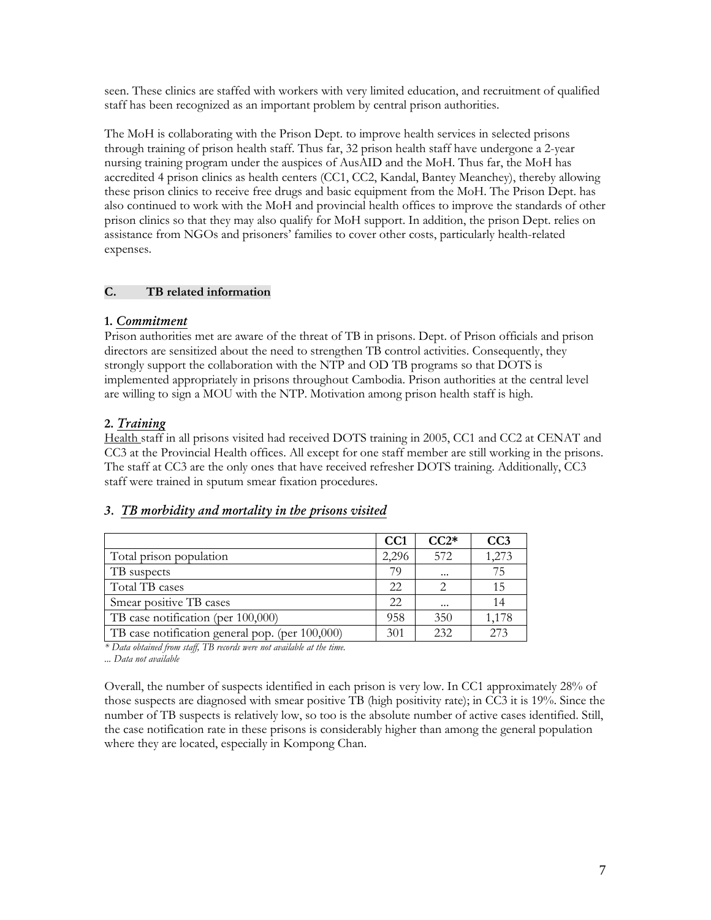seen. These clinics are staffed with workers with very limited education, and recruitment of qualified staff has been recognized as an important problem by central prison authorities.

The MoH is collaborating with the Prison Dept. to improve health services in selected prisons through training of prison health staff. Thus far, 32 prison health staff have undergone a 2-year nursing training program under the auspices of AusAID and the MoH. Thus far, the MoH has accredited 4 prison clinics as health centers (CC1, CC2, Kandal, Bantey Meanchey), thereby allowing these prison clinics to receive free drugs and basic equipment from the MoH. The Prison Dept. has also continued to work with the MoH and provincial health offices to improve the standards of other prison clinics so that they may also qualify for MoH support. In addition, the prison Dept. relies on assistance from NGOs and prisoners' families to cover other costs, particularly health-related expenses.

## C. TB related information

### 1. *Commitment*

Prison authorities met are aware of the threat of TB in prisons. Dept. of Prison officials and prison directors are sensitized about the need to strengthen TB control activities. Consequently, they strongly support the collaboration with the NTP and OD TB programs so that DOTS is implemented appropriately in prisons throughout Cambodia. Prison authorities at the central level are willing to sign a MOU with the NTP. Motivation among prison health staff is high.

### 2. *Training*

Health staff in all prisons visited had received DOTS training in 2005, CC1 and CC2 at CENAT and CC3 at the Provincial Health offices. All except for one staff member are still working in the prisons. The staff at CC3 are the only ones that have received refresher DOTS training. Additionally, CC3 staff were trained in sputum smear fixation procedures.

### 3. *TB morbidity and mortality in the prisons visited*

| | CC1 | CC2* | CC3 |
|---|---|---|---|
| Total prison population | 2,296 | 572 | 1,273 |
| TB suspects | 79 | ... | 75 |
| Total TB cases | 22 | 2 | 15 |
| Smear positive TB cases | 22 | ... | 14 |
| TB case notification (per 100,000) | 958 | 350 | 1,178 |
| TB case notification general pop. (per 100,000) | 301 | 232 | 273 |

*\* Data obtained from staff, TB records were not available at the time.*
*... Data not available*

Overall, the number of suspects identified in each prison is very low. In CC1 approximately 28% of those suspects are diagnosed with smear positive TB (high positivity rate); in CC3 it is 19%. Since the number of TB suspects is relatively low, so too is the absolute number of active cases identified. Still, the case notification rate in these prisons is considerably higher than among the general population where they are located, especially in Kompong Chan.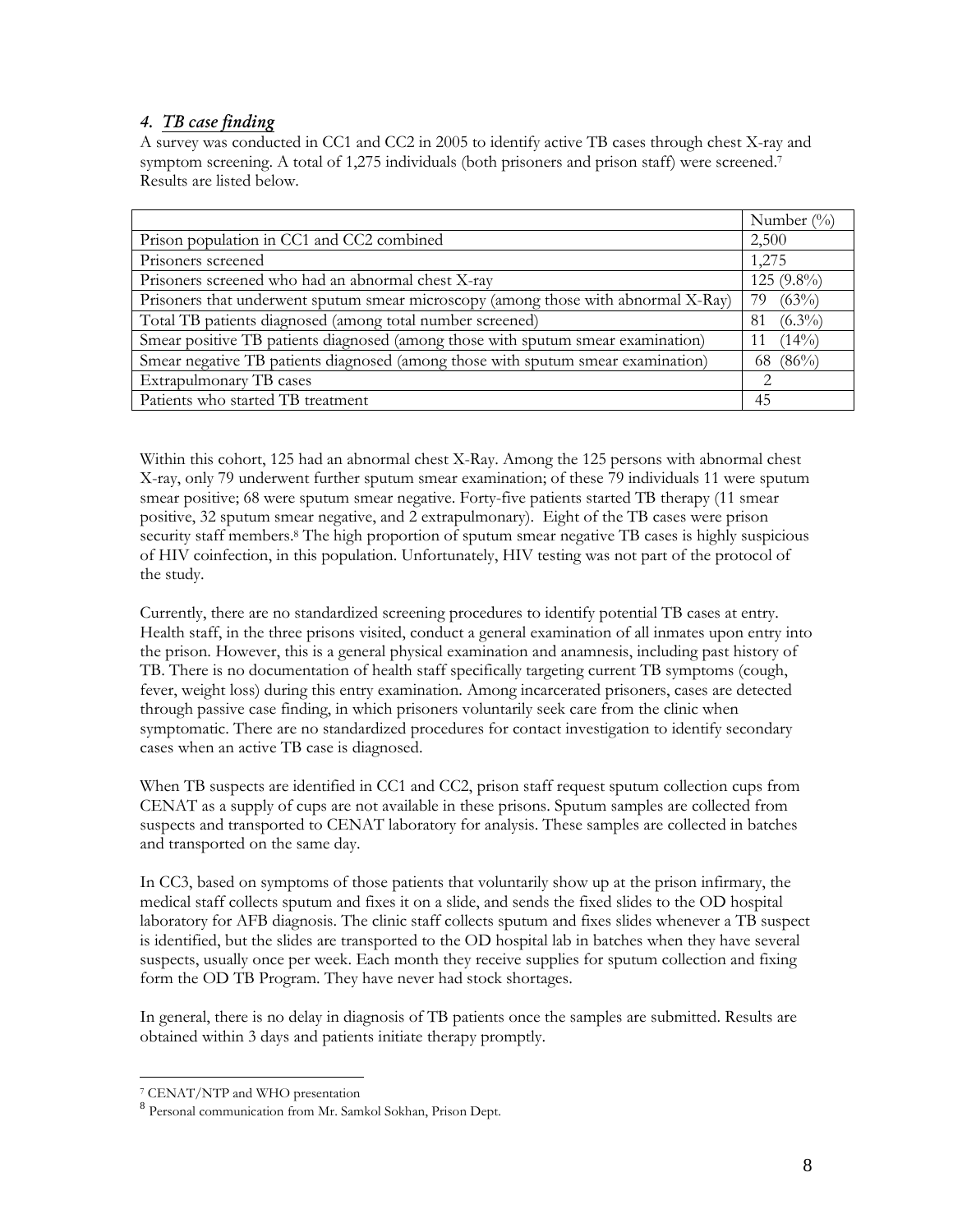## 4. *TB case finding*

A survey was conducted in CC1 and CC2 in 2005 to identify active TB cases through chest X-ray and symptom screening. A total of 1,275 individuals (both prisoners and prison staff) were screened.[7] Results are listed below.

| | Number (%) |
|---|---|
| Prison population in CC1 and CC2 combined | 2,500 |
| Prisoners screened | 1,275 |
| Prisoners screened who had an abnormal chest X-ray | 125 (9.8%) |
| Prisoners that underwent sputum smear microscopy (among those with abnormal X-Ray) | 79 (63%) |
| Total TB patients diagnosed (among total number screened) | 81 (6.3%) |
| Smear positive TB patients diagnosed (among those with sputum smear examination) | 11 (14%) |
| Smear negative TB patients diagnosed (among those with sputum smear examination) | 68 (86%) |
| Extrapulmonary TB cases | 2 |
| Patients who started TB treatment | 45 |

Within this cohort, 125 had an abnormal chest X-Ray. Among the 125 persons with abnormal chest X-ray, only 79 underwent further sputum smear examination; of these 79 individuals 11 were sputum smear positive; 68 were sputum smear negative. Forty-five patients started TB therapy (11 smear positive, 32 sputum smear negative, and 2 extrapulmonary). Eight of the TB cases were prison security staff members.[8] The high proportion of sputum smear negative TB cases is highly suspicious of HIV coinfection, in this population. Unfortunately, HIV testing was not part of the protocol of the study.

Currently, there are no standardized screening procedures to identify potential TB cases at entry. Health staff, in the three prisons visited, conduct a general examination of all inmates upon entry into the prison. However, this is a general physical examination and anamnesis, including past history of TB. There is no documentation of health staff specifically targeting current TB symptoms (cough, fever, weight loss) during this entry examination. Among incarcerated prisoners, cases are detected through passive case finding, in which prisoners voluntarily seek care from the clinic when symptomatic. There are no standardized procedures for contact investigation to identify secondary cases when an active TB case is diagnosed.

When TB suspects are identified in CC1 and CC2, prison staff request sputum collection cups from CENAT as a supply of cups are not available in these prisons. Sputum samples are collected from suspects and transported to CENAT laboratory for analysis. These samples are collected in batches and transported on the same day.

In CC3, based on symptoms of those patients that voluntarily show up at the prison infirmary, the medical staff collects sputum and fixes it on a slide, and sends the fixed slides to the OD hospital laboratory for AFB diagnosis. The clinic staff collects sputum and fixes slides whenever a TB suspect is identified, but the slides are transported to the OD hospital lab in batches when they have several suspects, usually once per week. Each month they receive supplies for sputum collection and fixing form the OD TB Program. They have never had stock shortages.

In general, there is no delay in diagnosis of TB patients once the samples are submitted. Results are obtained within 3 days and patients initiate therapy promptly.

[7] CENAT/NTP and WHO presentation

[8] Personal communication from Mr. Samkol Sokhan, Prison Dept.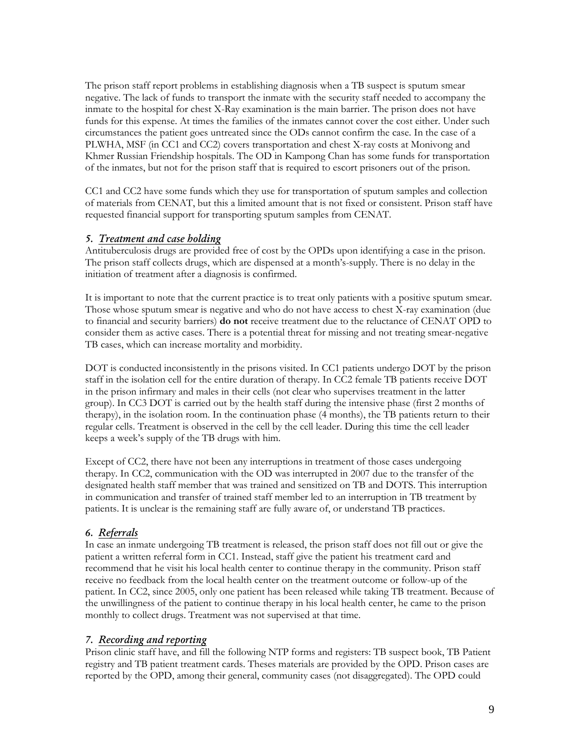The prison staff report problems in establishing diagnosis when a TB suspect is sputum smear negative. The lack of funds to transport the inmate with the security staff needed to accompany the inmate to the hospital for chest X-Ray examination is the main barrier. The prison does not have funds for this expense. At times the families of the inmates cannot cover the cost either. Under such circumstances the patient goes untreated since the ODs cannot confirm the case. In the case of a PLWHA, MSF (in CC1 and CC2) covers transportation and chest X-ray costs at Monivong and Khmer Russian Friendship hospitals. The OD in Kampong Chan has some funds for transportation of the inmates, but not for the prison staff that is required to escort prisoners out of the prison.

CC1 and CC2 have some funds which they use for transportation of sputum samples and collection of materials from CENAT, but this a limited amount that is not fixed or consistent. Prison staff have requested financial support for transporting sputum samples from CENAT.

### *5. Treatment and case holding*

Antituberculosis drugs are provided free of cost by the OPDs upon identifying a case in the prison. The prison staff collects drugs, which are dispensed at a month's-supply. There is no delay in the initiation of treatment after a diagnosis is confirmed.

It is important to note that the current practice is to treat only patients with a positive sputum smear. Those whose sputum smear is negative and who do not have access to chest X-ray examination (due to financial and security barriers) **do not** receive treatment due to the reluctance of CENAT OPD to consider them as active cases. There is a potential threat for missing and not treating smear-negative TB cases, which can increase mortality and morbidity.

DOT is conducted inconsistently in the prisons visited. In CC1 patients undergo DOT by the prison staff in the isolation cell for the entire duration of therapy. In CC2 female TB patients receive DOT in the prison infirmary and males in their cells (not clear who supervises treatment in the latter group). In CC3 DOT is carried out by the health staff during the intensive phase (first 2 months of therapy), in the isolation room. In the continuation phase (4 months), the TB patients return to their regular cells. Treatment is observed in the cell by the cell leader. During this time the cell leader keeps a week's supply of the TB drugs with him.

Except of CC2, there have not been any interruptions in treatment of those cases undergoing therapy. In CC2, communication with the OD was interrupted in 2007 due to the transfer of the designated health staff member that was trained and sensitized on TB and DOTS. This interruption in communication and transfer of trained staff member led to an interruption in TB treatment by patients. It is unclear is the remaining staff are fully aware of, or understand TB practices.

### *6. Referrals*

In case an inmate undergoing TB treatment is released, the prison staff does not fill out or give the patient a written referral form in CC1. Instead, staff give the patient his treatment card and recommend that he visit his local health center to continue therapy in the community. Prison staff receive no feedback from the local health center on the treatment outcome or follow-up of the patient. In CC2, since 2005, only one patient has been released while taking TB treatment. Because of the unwillingness of the patient to continue therapy in his local health center, he came to the prison monthly to collect drugs. Treatment was not supervised at that time.

### *7. Recording and reporting*

Prison clinic staff have, and fill the following NTP forms and registers: TB suspect book, TB Patient registry and TB patient treatment cards. Theses materials are provided by the OPD. Prison cases are reported by the OPD, among their general, community cases (not disaggregated). The OPD could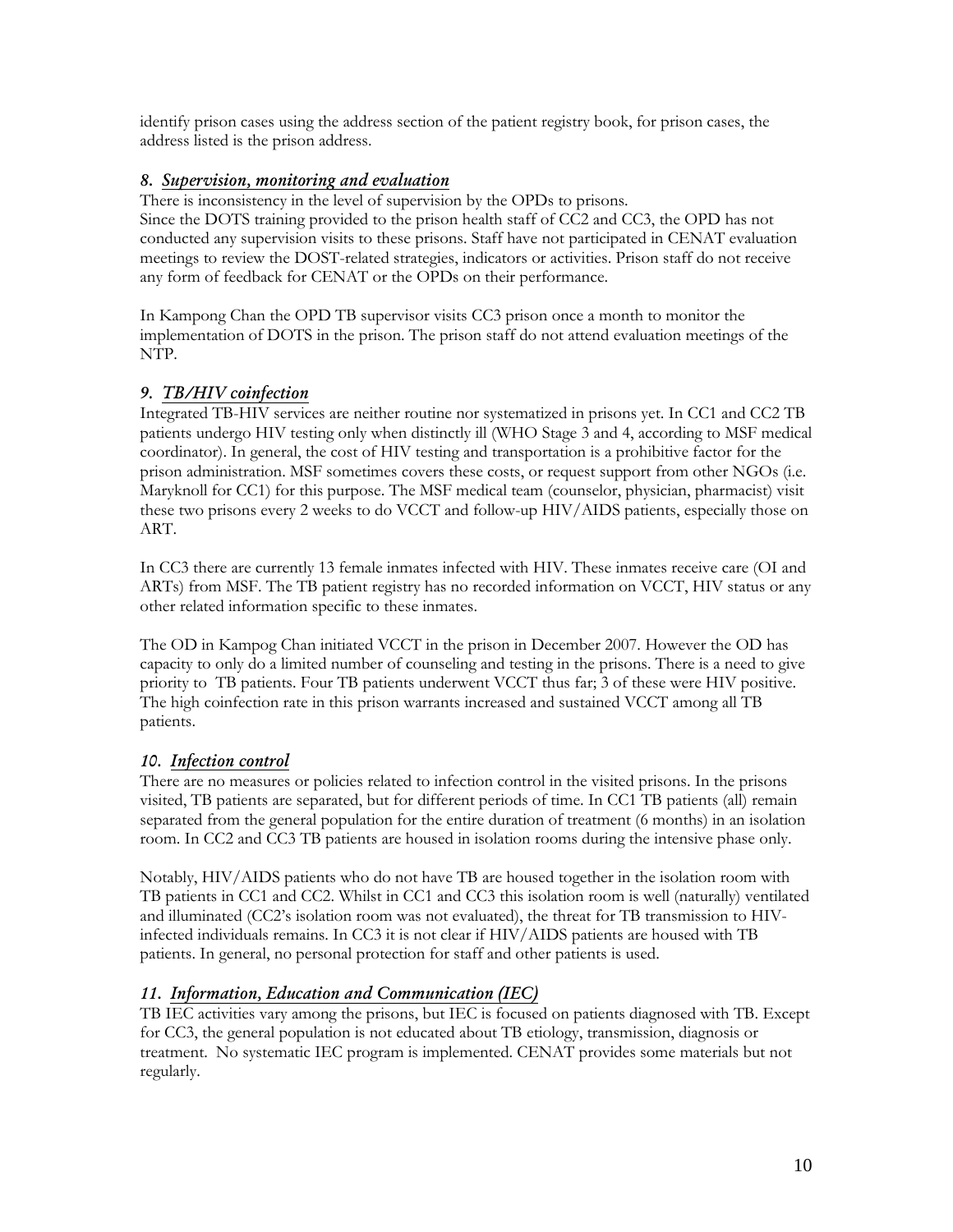identify prison cases using the address section of the patient registry book, for prison cases, the address listed is the prison address.

### *8. Supervision, monitoring and evaluation*

There is inconsistency in the level of supervision by the OPDs to prisons.
Since the DOTS training provided to the prison health staff of CC2 and CC3, the OPD has not conducted any supervision visits to these prisons. Staff have not participated in CENAT evaluation meetings to review the DOST-related strategies, indicators or activities. Prison staff do not receive any form of feedback for CENAT or the OPDs on their performance.

In Kampong Chan the OPD TB supervisor visits CC3 prison once a month to monitor the implementation of DOTS in the prison. The prison staff do not attend evaluation meetings of the NTP.

### *9. TB/HIV coinfection*

Integrated TB-HIV services are neither routine nor systematized in prisons yet. In CC1 and CC2 TB patients undergo HIV testing only when distinctly ill (WHO Stage 3 and 4, according to MSF medical coordinator). In general, the cost of HIV testing and transportation is a prohibitive factor for the prison administration. MSF sometimes covers these costs, or request support from other NGOs (i.e. Maryknoll for CC1) for this purpose. The MSF medical team (counselor, physician, pharmacist) visit these two prisons every 2 weeks to do VCCT and follow-up HIV/AIDS patients, especially those on ART.

In CC3 there are currently 13 female inmates infected with HIV. These inmates receive care (OI and ARTs) from MSF. The TB patient registry has no recorded information on VCCT, HIV status or any other related information specific to these inmates.

The OD in Kampog Chan initiated VCCT in the prison in December 2007. However the OD has capacity to only do a limited number of counseling and testing in the prisons. There is a need to give priority to TB patients. Four TB patients underwent VCCT thus far; 3 of these were HIV positive. The high coinfection rate in this prison warrants increased and sustained VCCT among all TB patients.

### *10. Infection control*

There are no measures or policies related to infection control in the visited prisons. In the prisons visited, TB patients are separated, but for different periods of time. In CC1 TB patients (all) remain separated from the general population for the entire duration of treatment (6 months) in an isolation room. In CC2 and CC3 TB patients are housed in isolation rooms during the intensive phase only.

Notably, HIV/AIDS patients who do not have TB are housed together in the isolation room with TB patients in CC1 and CC2. Whilst in CC1 and CC3 this isolation room is well (naturally) ventilated and illuminated (CC2's isolation room was not evaluated), the threat for TB transmission to HIV-infected individuals remains. In CC3 it is not clear if HIV/AIDS patients are housed with TB patients. In general, no personal protection for staff and other patients is used.

### *11. Information, Education and Communication (IEC)*

TB IEC activities vary among the prisons, but IEC is focused on patients diagnosed with TB. Except for CC3, the general population is not educated about TB etiology, transmission, diagnosis or treatment. No systematic IEC program is implemented. CENAT provides some materials but not regularly.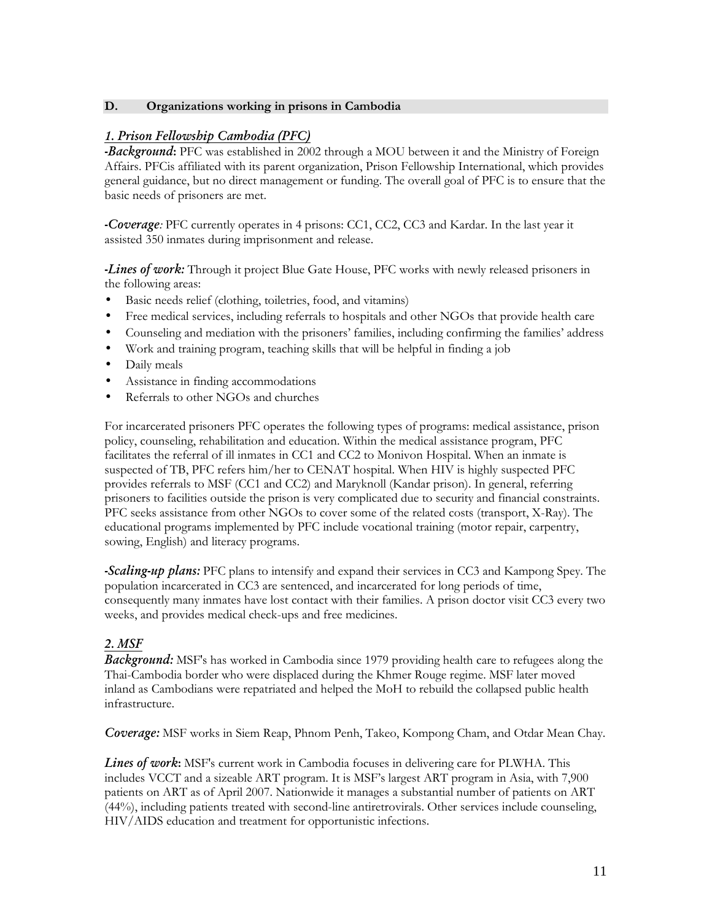## D. Organizations working in prisons in Cambodia

### *1. Prison Fellowship Cambodia (PFC)*

***-Background*:** PFC was established in 2002 through a MOU between it and the Ministry of Foreign Affairs. PFCis affiliated with its parent organization, Prison Fellowship International, which provides general guidance, but no direct management or funding. The overall goal of PFC is to ensure that the basic needs of prisoners are met.

***-Coverage****:* PFC currently operates in 4 prisons: CC1, CC2, CC3 and Kardar. In the last year it assisted 350 inmates during imprisonment and release.

***-Lines of work:*** Through it project Blue Gate House, PFC works with newly released prisoners in the following areas:

- Basic needs relief (clothing, toiletries, food, and vitamins)
- Free medical services, including referrals to hospitals and other NGOs that provide health care
- Counseling and mediation with the prisoners' families, including confirming the families' address
- Work and training program, teaching skills that will be helpful in finding a job
- Daily meals
- Assistance in finding accommodations
- Referrals to other NGOs and churches

For incarcerated prisoners PFC operates the following types of programs: medical assistance, prison policy, counseling, rehabilitation and education. Within the medical assistance program, PFC facilitates the referral of ill inmates in CC1 and CC2 to Monivon Hospital. When an inmate is suspected of TB, PFC refers him/her to CENAT hospital. When HIV is highly suspected PFC provides referrals to MSF (CC1 and CC2) and Maryknoll (Kandar prison). In general, referring prisoners to facilities outside the prison is very complicated due to security and financial constraints. PFC seeks assistance from other NGOs to cover some of the related costs (transport, X-Ray). The educational programs implemented by PFC include vocational training (motor repair, carpentry, sowing, English) and literacy programs.

***-Scaling-up plans:*** PFC plans to intensify and expand their services in CC3 and Kampong Spey. The population incarcerated in CC3 are sentenced, and incarcerated for long periods of time, consequently many inmates have lost contact with their families. A prison doctor visit CC3 every two weeks, and provides medical check-ups and free medicines.

### *2. MSF*

***Background:*** MSF's has worked in Cambodia since 1979 providing health care to refugees along the Thai-Cambodia border who were displaced during the Khmer Rouge regime. MSF later moved inland as Cambodians were repatriated and helped the MoH to rebuild the collapsed public health infrastructure.

***Coverage:*** MSF works in Siem Reap, Phnom Penh, Takeo, Kompong Cham, and Otdar Mean Chay.

***Lines of work*:** MSF's current work in Cambodia focuses in delivering care for PLWHA. This includes VCCT and a sizeable ART program. It is MSF's largest ART program in Asia, with 7,900 patients on ART as of April 2007. Nationwide it manages a substantial number of patients on ART (44%), including patients treated with second-line antiretrovirals. Other services include counseling, HIV/AIDS education and treatment for opportunistic infections.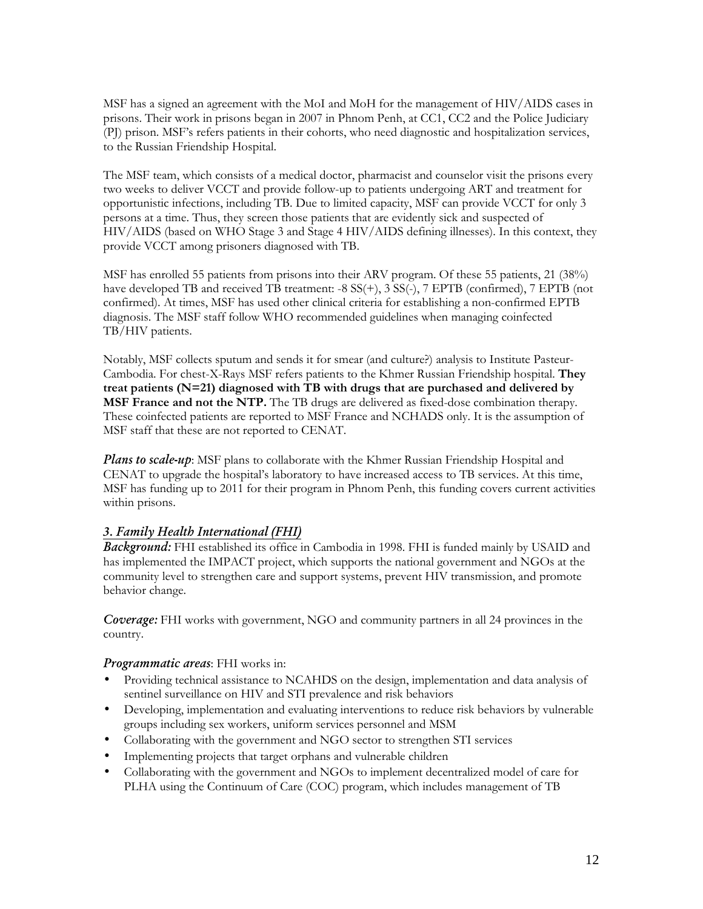MSF has a signed an agreement with the MoI and MoH for the management of HIV/AIDS cases in prisons. Their work in prisons began in 2007 in Phnom Penh, at CC1, CC2 and the Police Judiciary (PJ) prison. MSF's refers patients in their cohorts, who need diagnostic and hospitalization services, to the Russian Friendship Hospital.

The MSF team, which consists of a medical doctor, pharmacist and counselor visit the prisons every two weeks to deliver VCCT and provide follow-up to patients undergoing ART and treatment for opportunistic infections, including TB. Due to limited capacity, MSF can provide VCCT for only 3 persons at a time. Thus, they screen those patients that are evidently sick and suspected of HIV/AIDS (based on WHO Stage 3 and Stage 4 HIV/AIDS defining illnesses). In this context, they provide VCCT among prisoners diagnosed with TB.

MSF has enrolled 55 patients from prisons into their ARV program. Of these 55 patients, 21 (38%) have developed TB and received TB treatment: -8 SS(+), 3 SS(-), 7 EPTB (confirmed), 7 EPTB (not confirmed). At times, MSF has used other clinical criteria for establishing a non-confirmed EPTB diagnosis. The MSF staff follow WHO recommended guidelines when managing coinfected TB/HIV patients.

Notably, MSF collects sputum and sends it for smear (and culture?) analysis to Institute Pasteur-Cambodia. For chest-X-Rays MSF refers patients to the Khmer Russian Friendship hospital. **They treat patients (N=21) diagnosed with TB with drugs that are purchased and delivered by MSF France and not the NTP.** The TB drugs are delivered as fixed-dose combination therapy. These coinfected patients are reported to MSF France and NCHADS only. It is the assumption of MSF staff that these are not reported to CENAT.

***Plans to scale-up***: MSF plans to collaborate with the Khmer Russian Friendship Hospital and CENAT to upgrade the hospital's laboratory to have increased access to TB services. At this time, MSF has funding up to 2011 for their program in Phnom Penh, this funding covers current activities within prisons.

### *3. Family Health International (FHI)*

***Background:*** FHI established its office in Cambodia in 1998. FHI is funded mainly by USAID and has implemented the IMPACT project, which supports the national government and NGOs at the community level to strengthen care and support systems, prevent HIV transmission, and promote behavior change.

***Coverage:*** FHI works with government, NGO and community partners in all 24 provinces in the country.

***Programmatic areas***: FHI works in:

- Providing technical assistance to NCAHDS on the design, implementation and data analysis of sentinel surveillance on HIV and STI prevalence and risk behaviors
- Developing, implementation and evaluating interventions to reduce risk behaviors by vulnerable groups including sex workers, uniform services personnel and MSM
- Collaborating with the government and NGO sector to strengthen STI services
- Implementing projects that target orphans and vulnerable children
- Collaborating with the government and NGOs to implement decentralized model of care for PLHA using the Continuum of Care (COC) program, which includes management of TB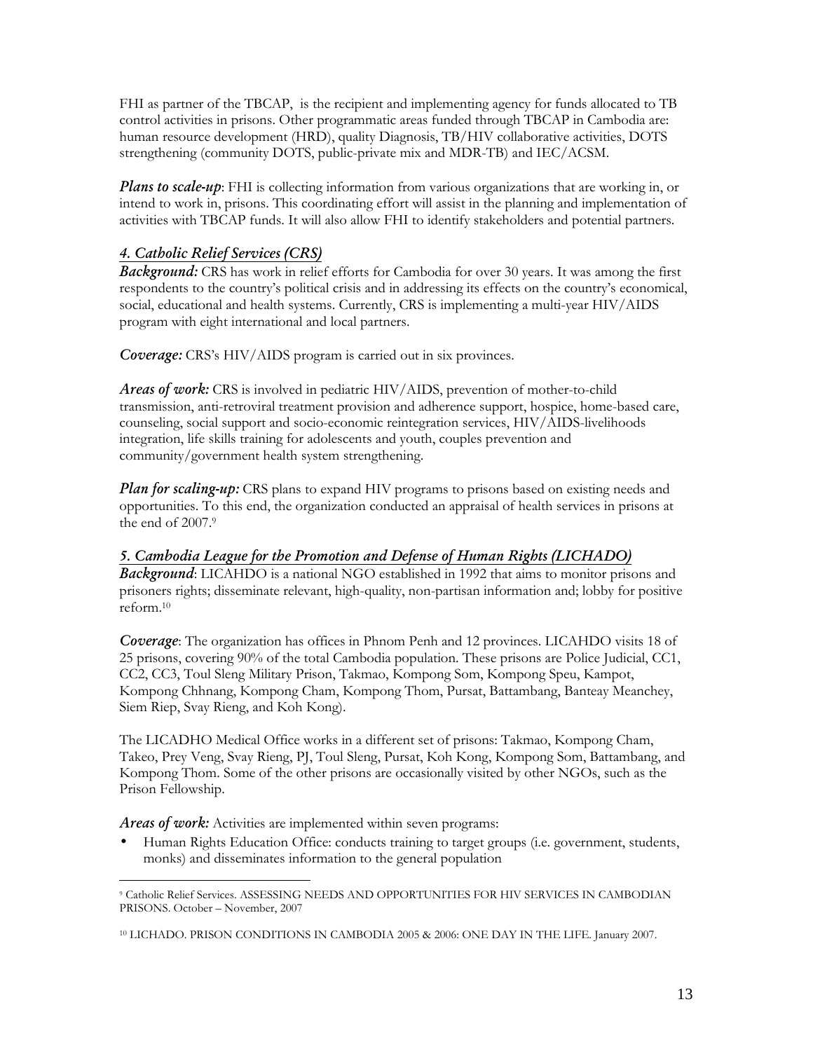FHI as partner of the TBCAP, is the recipient and implementing agency for funds allocated to TB control activities in prisons. Other programmatic areas funded through TBCAP in Cambodia are: human resource development (HRD), quality Diagnosis, TB/HIV collaborative activities, DOTS strengthening (community DOTS, public-private mix and MDR-TB) and IEC/ACSM.

***Plans to scale-up***: FHI is collecting information from various organizations that are working in, or intend to work in, prisons. This coordinating effort will assist in the planning and implementation of activities with TBCAP funds. It will also allow FHI to identify stakeholders and potential partners.

### *4. Catholic Relief Services (CRS)*

***Background:*** CRS has work in relief efforts for Cambodia for over 30 years. It was among the first respondents to the country's political crisis and in addressing its effects on the country's economical, social, educational and health systems. Currently, CRS is implementing a multi-year HIV/AIDS program with eight international and local partners.

***Coverage:*** CRS's HIV/AIDS program is carried out in six provinces.

***Areas of work:*** CRS is involved in pediatric HIV/AIDS, prevention of mother-to-child transmission, anti-retroviral treatment provision and adherence support, hospice, home-based care, counseling, social support and socio-economic reintegration services, HIV/AIDS-livelihoods integration, life skills training for adolescents and youth, couples prevention and community/government health system strengthening.

***Plan for scaling-up:*** CRS plans to expand HIV programs to prisons based on existing needs and opportunities. To this end, the organization conducted an appraisal of health services in prisons at the end of 2007.[9]

### *5. Cambodia League for the Promotion and Defense of Human Rights (LICHADO)*

***Background***: LICAHDO is a national NGO established in 1992 that aims to monitor prisons and prisoners rights; disseminate relevant, high-quality, non-partisan information and; lobby for positive reform.[10]

***Coverage***: The organization has offices in Phnom Penh and 12 provinces. LICAHDO visits 18 of 25 prisons, covering 90% of the total Cambodia population. These prisons are Police Judicial, CC1, CC2, CC3, Toul Sleng Military Prison, Takmao, Kompong Som, Kompong Speu, Kampot, Kompong Chhnang, Kompong Cham, Kompong Thom, Pursat, Battambang, Banteay Meanchey, Siem Riep, Svay Rieng, and Koh Kong).

The LICADHO Medical Office works in a different set of prisons: Takmao, Kompong Cham, Takeo, Prey Veng, Svay Rieng, PJ, Toul Sleng, Pursat, Koh Kong, Kompong Som, Battambang, and Kompong Thom. Some of the other prisons are occasionally visited by other NGOs, such as the Prison Fellowship.

***Areas of work:*** Activities are implemented within seven programs:

- Human Rights Education Office: conducts training to target groups (i.e. government, students, monks) and disseminates information to the general population

---

[9] Catholic Relief Services. ASSESSING NEEDS AND OPPORTUNITIES FOR HIV SERVICES IN CAMBODIAN PRISONS. October – November, 2007

[10] LICHADO. PRISON CONDITIONS IN CAMBODIA 2005 & 2006: ONE DAY IN THE LIFE. January 2007.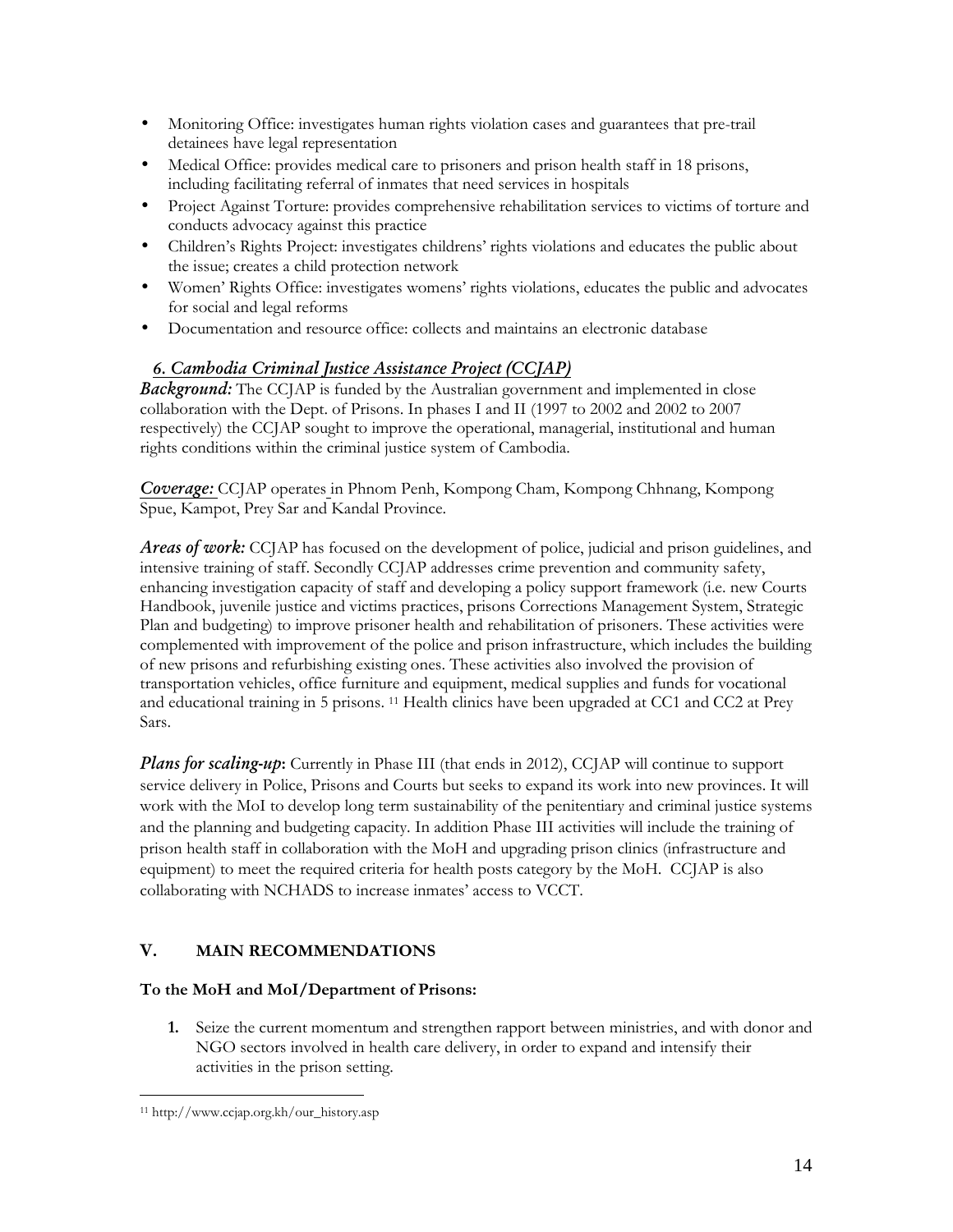- Monitoring Office: investigates human rights violation cases and guarantees that pre-trail detainees have legal representation
- Medical Office: provides medical care to prisoners and prison health staff in 18 prisons, including facilitating referral of inmates that need services in hospitals
- Project Against Torture: provides comprehensive rehabilitation services to victims of torture and conducts advocacy against this practice
- Children's Rights Project: investigates childrens' rights violations and educates the public about the issue; creates a child protection network
- Women' Rights Office: investigates womens' rights violations, educates the public and advocates for social and legal reforms
- Documentation and resource office: collects and maintains an electronic database

### *6. Cambodia Criminal Justice Assistance Project (CCJAP)*

***Background:*** The CCJAP is funded by the Australian government and implemented in close collaboration with the Dept. of Prisons. In phases I and II (1997 to 2002 and 2002 to 2007 respectively) the CCJAP sought to improve the operational, managerial, institutional and human rights conditions within the criminal justice system of Cambodia.

***Coverage:*** CCJAP operates in Phnom Penh, Kompong Cham, Kompong Chhnang, Kompong Spue, Kampot, Prey Sar and Kandal Province.

***Areas of work:*** CCJAP has focused on the development of police, judicial and prison guidelines, and intensive training of staff. Secondly CCJAP addresses crime prevention and community safety, enhancing investigation capacity of staff and developing a policy support framework (i.e. new Courts Handbook, juvenile justice and victims practices, prisons Corrections Management System, Strategic Plan and budgeting) to improve prisoner health and rehabilitation of prisoners. These activities were complemented with improvement of the police and prison infrastructure, which includes the building of new prisons and refurbishing existing ones. These activities also involved the provision of transportation vehicles, office furniture and equipment, medical supplies and funds for vocational and educational training in 5 prisons. [11] Health clinics have been upgraded at CC1 and CC2 at Prey Sars.

***Plans for scaling-up*:** Currently in Phase III (that ends in 2012), CCJAP will continue to support service delivery in Police, Prisons and Courts but seeks to expand its work into new provinces. It will work with the MoI to develop long term sustainability of the penitentiary and criminal justice systems and the planning and budgeting capacity. In addition Phase III activities will include the training of prison health staff in collaboration with the MoH and upgrading prison clinics (infrastructure and equipment) to meet the required criteria for health posts category by the MoH. CCJAP is also collaborating with NCHADS to increase inmates' access to VCCT.

## V. MAIN RECOMMENDATIONS

**To the MoH and MoI/Department of Prisons:**

1. Seize the current momentum and strengthen rapport between ministries, and with donor and NGO sectors involved in health care delivery, in order to expand and intensify their activities in the prison setting.

---

[11] http://www.ccjap.org.kh/our_history.asp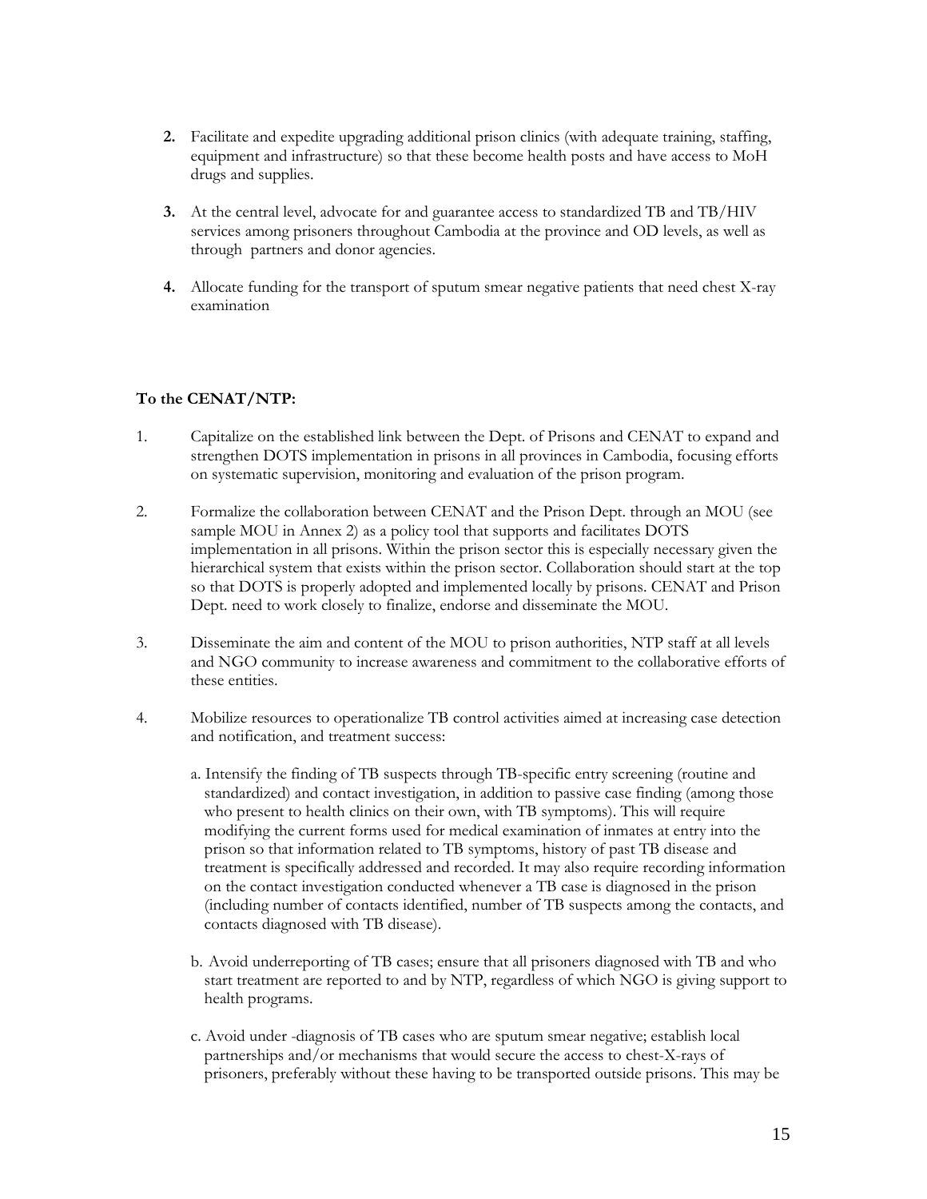2. Facilitate and expedite upgrading additional prison clinics (with adequate training, staffing, equipment and infrastructure) so that these become health posts and have access to MoH drugs and supplies.

3. At the central level, advocate for and guarantee access to standardized TB and TB/HIV services among prisoners throughout Cambodia at the province and OD levels, as well as through partners and donor agencies.

4. Allocate funding for the transport of sputum smear negative patients that need chest X-ray examination

**To the CENAT/NTP:**

1. Capitalize on the established link between the Dept. of Prisons and CENAT to expand and strengthen DOTS implementation in prisons in all provinces in Cambodia, focusing efforts on systematic supervision, monitoring and evaluation of the prison program.

2. Formalize the collaboration between CENAT and the Prison Dept. through an MOU (see sample MOU in Annex 2) as a policy tool that supports and facilitates DOTS implementation in all prisons. Within the prison sector this is especially necessary given the hierarchical system that exists within the prison sector. Collaboration should start at the top so that DOTS is properly adopted and implemented locally by prisons. CENAT and Prison Dept. need to work closely to finalize, endorse and disseminate the MOU.

3. Disseminate the aim and content of the MOU to prison authorities, NTP staff at all levels and NGO community to increase awareness and commitment to the collaborative efforts of these entities.

4. Mobilize resources to operationalize TB control activities aimed at increasing case detection and notification, and treatment success:

   a. Intensify the finding of TB suspects through TB-specific entry screening (routine and standardized) and contact investigation, in addition to passive case finding (among those who present to health clinics on their own, with TB symptoms). This will require modifying the current forms used for medical examination of inmates at entry into the prison so that information related to TB symptoms, history of past TB disease and treatment is specifically addressed and recorded. It may also require recording information on the contact investigation conducted whenever a TB case is diagnosed in the prison (including number of contacts identified, number of TB suspects among the contacts, and contacts diagnosed with TB disease).

   b. Avoid underreporting of TB cases; ensure that all prisoners diagnosed with TB and who start treatment are reported to and by NTP, regardless of which NGO is giving support to health programs.

   c. Avoid under -diagnosis of TB cases who are sputum smear negative; establish local partnerships and/or mechanisms that would secure the access to chest-X-rays of prisoners, preferably without these having to be transported outside prisons. This may be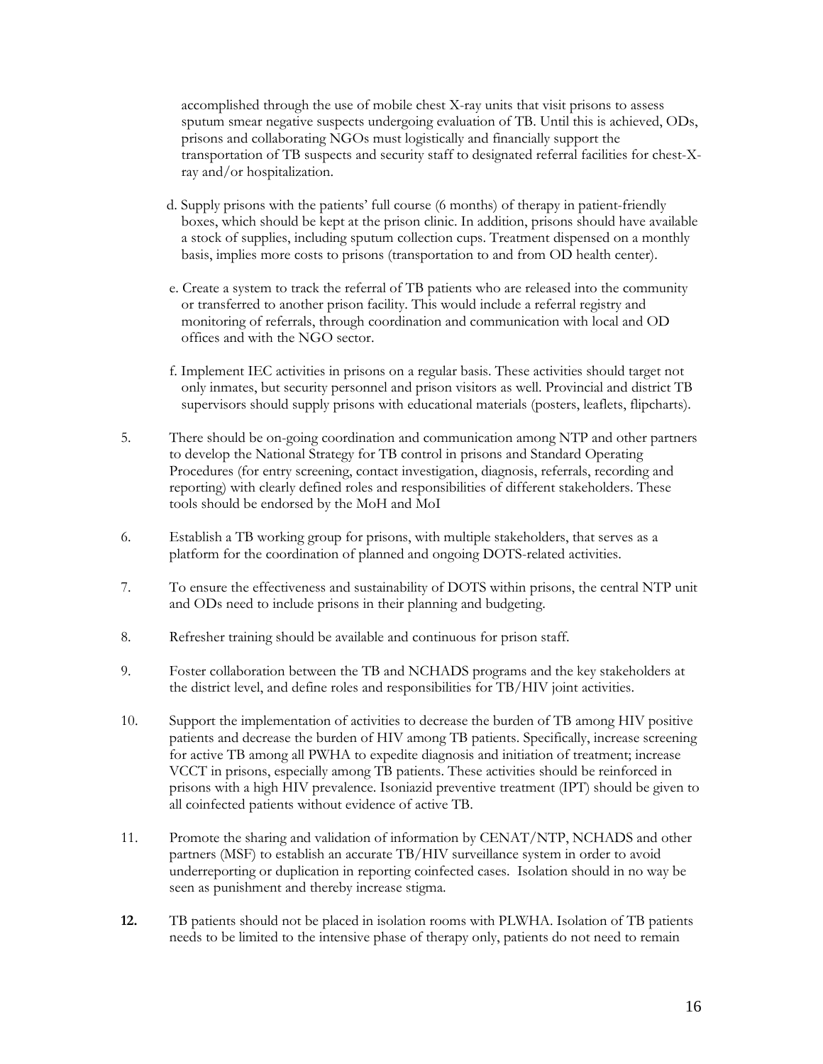accomplished through the use of mobile chest X-ray units that visit prisons to assess sputum smear negative suspects undergoing evaluation of TB. Until this is achieved, ODs, prisons and collaborating NGOs must logistically and financially support the transportation of TB suspects and security staff to designated referral facilities for chest-X-ray and/or hospitalization.

d. Supply prisons with the patients' full course (6 months) of therapy in patient-friendly boxes, which should be kept at the prison clinic. In addition, prisons should have available a stock of supplies, including sputum collection cups. Treatment dispensed on a monthly basis, implies more costs to prisons (transportation to and from OD health center).

e. Create a system to track the referral of TB patients who are released into the community or transferred to another prison facility. This would include a referral registry and monitoring of referrals, through coordination and communication with local and OD offices and with the NGO sector.

f. Implement IEC activities in prisons on a regular basis. These activities should target not only inmates, but security personnel and prison visitors as well. Provincial and district TB supervisors should supply prisons with educational materials (posters, leaflets, flipcharts).

5. There should be on-going coordination and communication among NTP and other partners to develop the National Strategy for TB control in prisons and Standard Operating Procedures (for entry screening, contact investigation, diagnosis, referrals, recording and reporting) with clearly defined roles and responsibilities of different stakeholders. These tools should be endorsed by the MoH and MoI

6. Establish a TB working group for prisons, with multiple stakeholders, that serves as a platform for the coordination of planned and ongoing DOTS-related activities.

7. To ensure the effectiveness and sustainability of DOTS within prisons, the central NTP unit and ODs need to include prisons in their planning and budgeting.

8. Refresher training should be available and continuous for prison staff.

9. Foster collaboration between the TB and NCHADS programs and the key stakeholders at the district level, and define roles and responsibilities for TB/HIV joint activities.

10. Support the implementation of activities to decrease the burden of TB among HIV positive patients and decrease the burden of HIV among TB patients. Specifically, increase screening for active TB among all PWHA to expedite diagnosis and initiation of treatment; increase VCCT in prisons, especially among TB patients. These activities should be reinforced in prisons with a high HIV prevalence. Isoniazid preventive treatment (IPT) should be given to all coinfected patients without evidence of active TB.

11. Promote the sharing and validation of information by CENAT/NTP, NCHADS and other partners (MSF) to establish an accurate TB/HIV surveillance system in order to avoid underreporting or duplication in reporting coinfected cases. Isolation should in no way be seen as punishment and thereby increase stigma.

**12.** TB patients should not be placed in isolation rooms with PLWHA. Isolation of TB patients needs to be limited to the intensive phase of therapy only, patients do not need to remain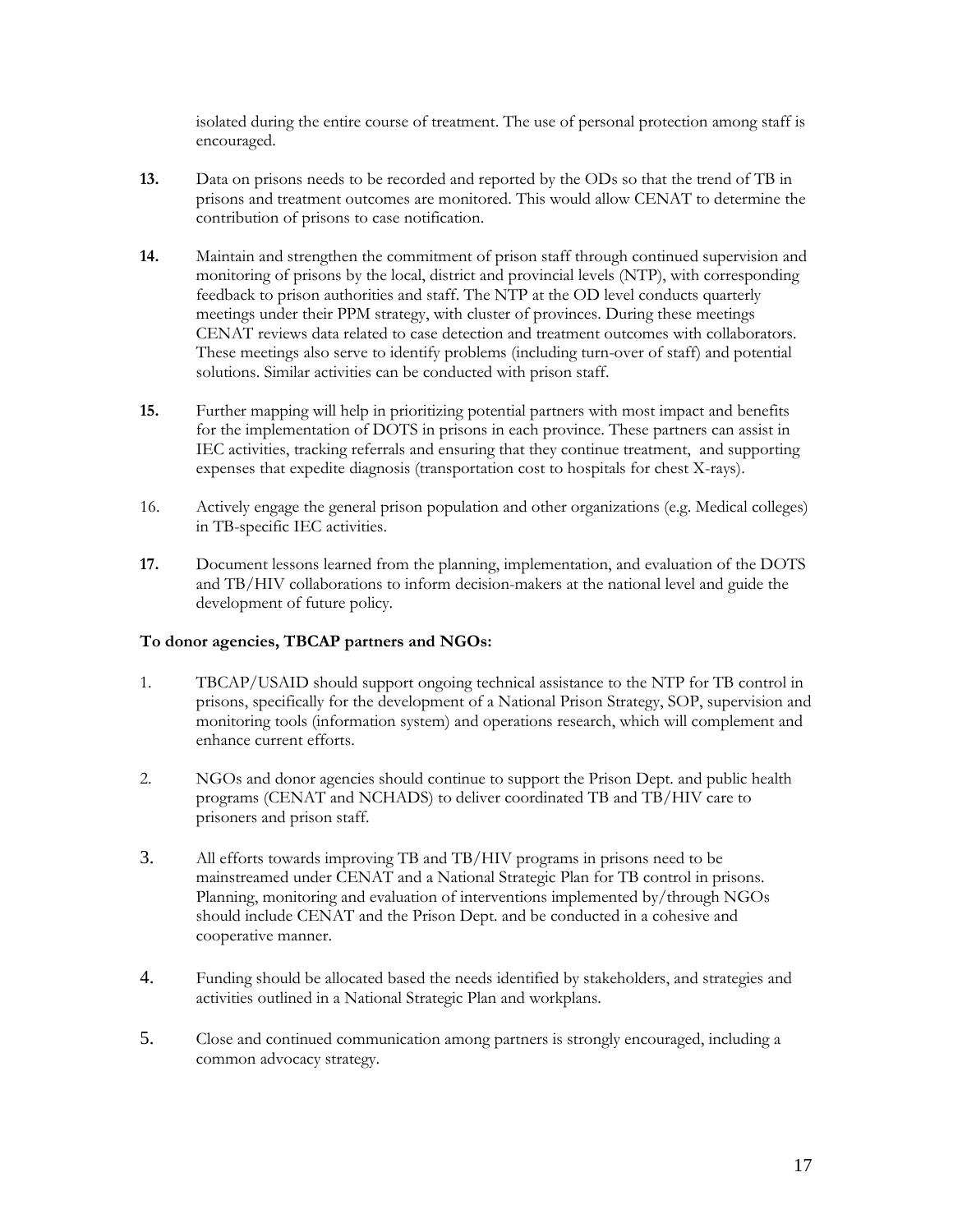isolated during the entire course of treatment. The use of personal protection among staff is encouraged.

13. Data on prisons needs to be recorded and reported by the ODs so that the trend of TB in prisons and treatment outcomes are monitored. This would allow CENAT to determine the contribution of prisons to case notification.

14. Maintain and strengthen the commitment of prison staff through continued supervision and monitoring of prisons by the local, district and provincial levels (NTP), with corresponding feedback to prison authorities and staff. The NTP at the OD level conducts quarterly meetings under their PPM strategy, with cluster of provinces. During these meetings CENAT reviews data related to case detection and treatment outcomes with collaborators. These meetings also serve to identify problems (including turn-over of staff) and potential solutions. Similar activities can be conducted with prison staff.

15. Further mapping will help in prioritizing potential partners with most impact and benefits for the implementation of DOTS in prisons in each province. These partners can assist in IEC activities, tracking referrals and ensuring that they continue treatment, and supporting expenses that expedite diagnosis (transportation cost to hospitals for chest X-rays).

16. Actively engage the general prison population and other organizations (e.g. Medical colleges) in TB-specific IEC activities.

17. Document lessons learned from the planning, implementation, and evaluation of the DOTS and TB/HIV collaborations to inform decision-makers at the national level and guide the development of future policy.

**To donor agencies, TBCAP partners and NGOs:**

1. TBCAP/USAID should support ongoing technical assistance to the NTP for TB control in prisons, specifically for the development of a National Prison Strategy, SOP, supervision and monitoring tools (information system) and operations research, which will complement and enhance current efforts.

2. NGOs and donor agencies should continue to support the Prison Dept. and public health programs (CENAT and NCHADS) to deliver coordinated TB and TB/HIV care to prisoners and prison staff.

3. All efforts towards improving TB and TB/HIV programs in prisons need to be mainstreamed under CENAT and a National Strategic Plan for TB control in prisons. Planning, monitoring and evaluation of interventions implemented by/through NGOs should include CENAT and the Prison Dept. and be conducted in a cohesive and cooperative manner.

4. Funding should be allocated based the needs identified by stakeholders, and strategies and activities outlined in a National Strategic Plan and workplans.

5. Close and continued communication among partners is strongly encouraged, including a common advocacy strategy.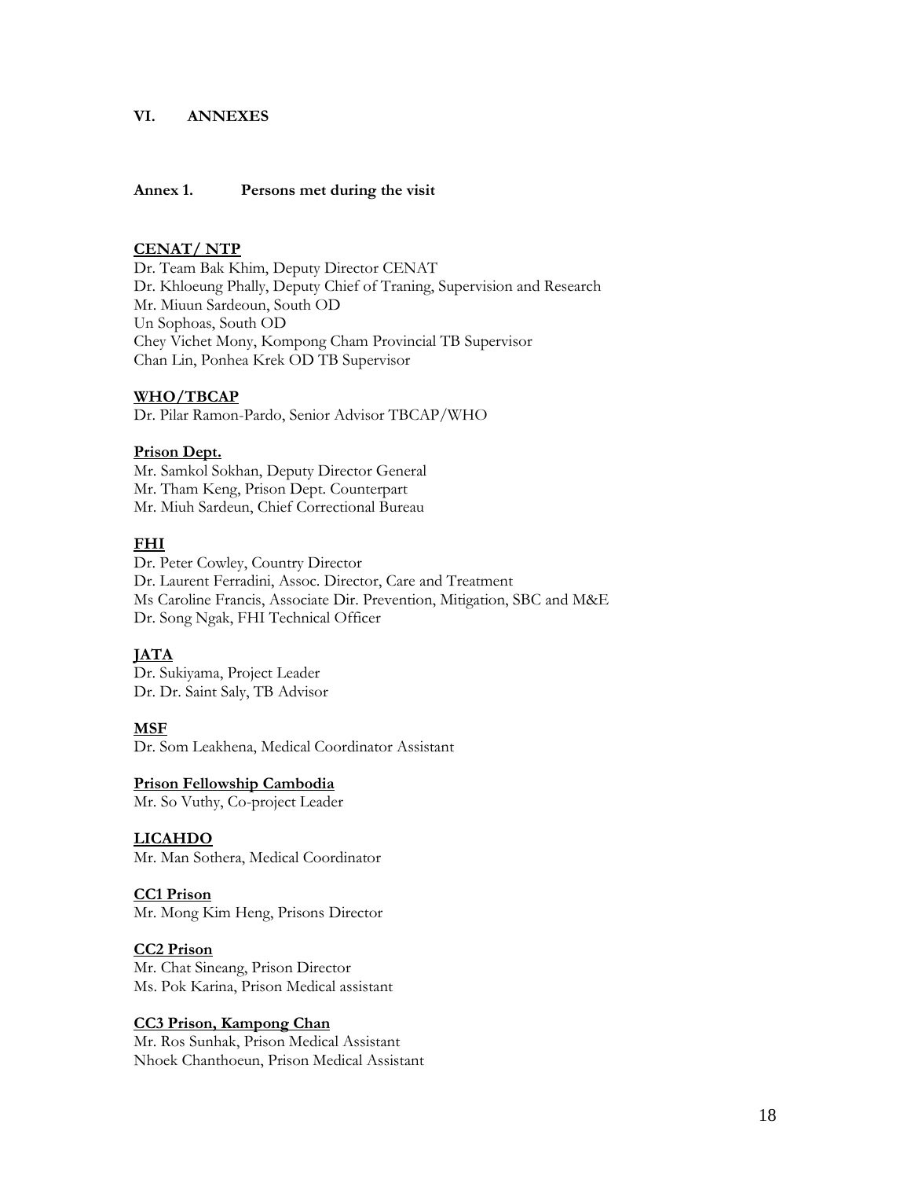## VI. ANNEXES

### Annex 1. Persons met during the visit

**CENAT/ NTP**

Dr. Team Bak Khim, Deputy Director CENAT
Dr. Khloeung Phally, Deputy Chief of Traning, Supervision and Research
Mr. Miuun Sardeoun, South OD
Un Sophoas, South OD
Chey Vichet Mony, Kompong Cham Provincial TB Supervisor
Chan Lin, Ponhea Krek OD TB Supervisor

**WHO/TBCAP**

Dr. Pilar Ramon-Pardo, Senior Advisor TBCAP/WHO

**Prison Dept.**

Mr. Samkol Sokhan, Deputy Director General
Mr. Tham Keng, Prison Dept. Counterpart
Mr. Miuh Sardeun, Chief Correctional Bureau

**FHI**

Dr. Peter Cowley, Country Director
Dr. Laurent Ferradini, Assoc. Director, Care and Treatment
Ms Caroline Francis, Associate Dir. Prevention, Mitigation, SBC and M&E
Dr. Song Ngak, FHI Technical Officer

**JATA**

Dr. Sukiyama, Project Leader
Dr. Dr. Saint Saly, TB Advisor

**MSF**

Dr. Som Leakhena, Medical Coordinator Assistant

**Prison Fellowship Cambodia**

Mr. So Vuthy, Co-project Leader

**LICAHDO**

Mr. Man Sothera, Medical Coordinator

**CC1 Prison**

Mr. Mong Kim Heng, Prisons Director

**CC2 Prison**

Mr. Chat Sineang, Prison Director
Ms. Pok Karina, Prison Medical assistant

**CC3 Prison, Kampong Chan**

Mr. Ros Sunhak, Prison Medical Assistant
Nhoek Chanthoeun, Prison Medical Assistant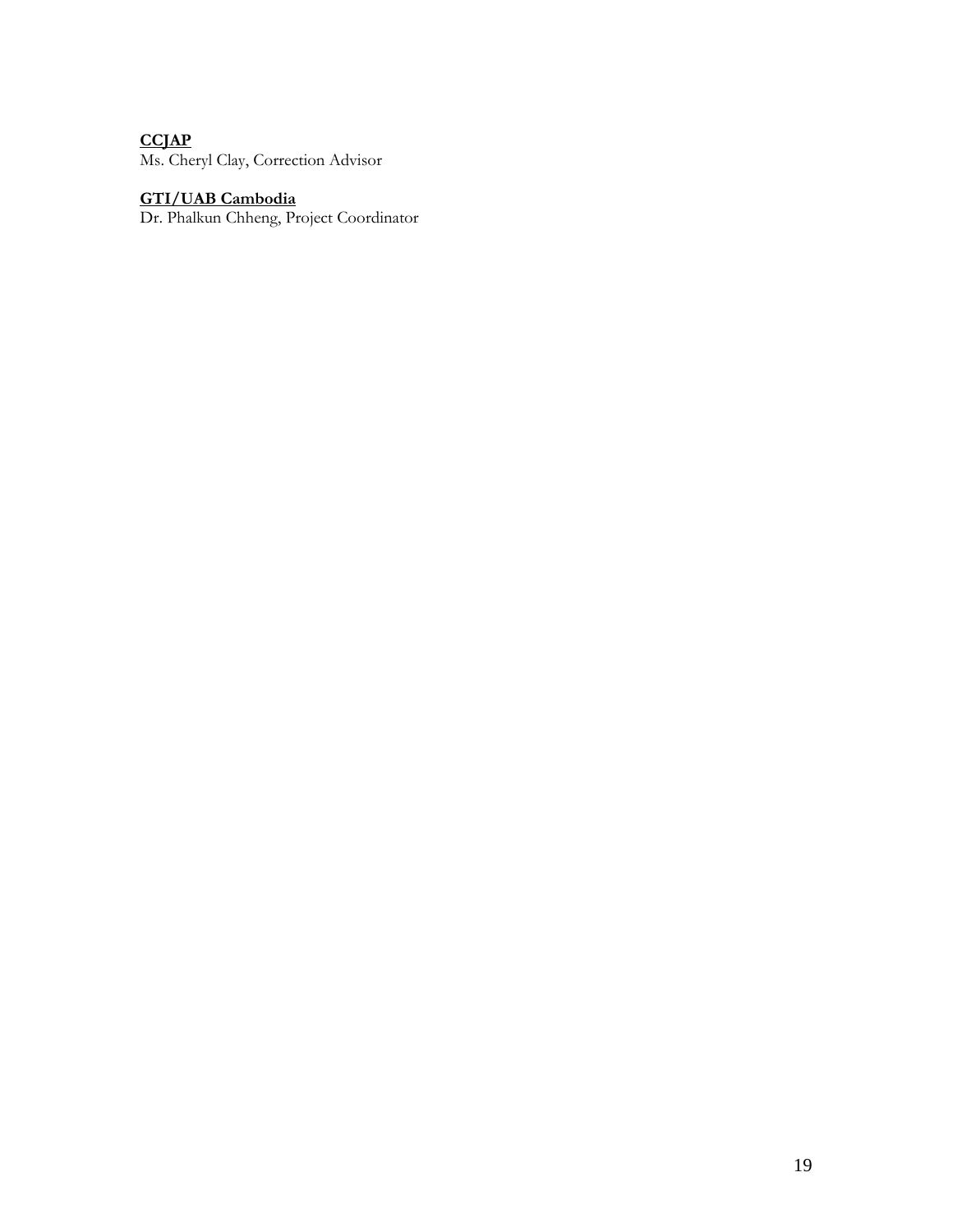**CCJAP**
Ms. Cheryl Clay, Correction Advisor

**GTI/UAB Cambodia**
Dr. Phalkun Chheng, Project Coordinator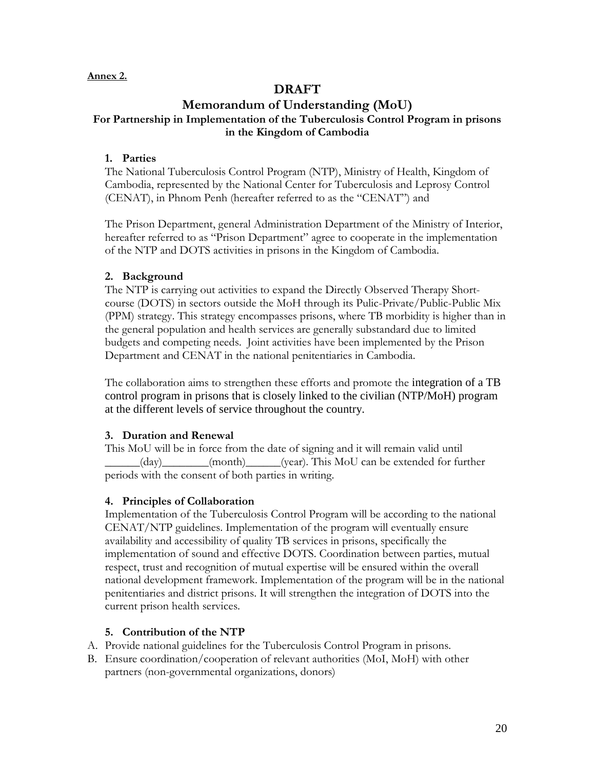**Annex 2.**

# DRAFT

## Memorandum of Understanding (MoU)

### For Partnership in Implementation of the Tuberculosis Control Program in prisons in the Kingdom of Cambodia

1. **Parties**

The National Tuberculosis Control Program (NTP), Ministry of Health, Kingdom of Cambodia, represented by the National Center for Tuberculosis and Leprosy Control (CENAT), in Phnom Penh (hereafter referred to as the "CENAT") and

The Prison Department, general Administration Department of the Ministry of Interior, hereafter referred to as "Prison Department" agree to cooperate in the implementation of the NTP and DOTS activities in prisons in the Kingdom of Cambodia.

2. **Background**

The NTP is carrying out activities to expand the Directly Observed Therapy Short-course (DOTS) in sectors outside the MoH through its Pulic-Private/Public-Public Mix (PPM) strategy. This strategy encompasses prisons, where TB morbidity is higher than in the general population and health services are generally substandard due to limited budgets and competing needs. Joint activities have been implemented by the Prison Department and CENAT in the national penitentiaries in Cambodia.

The collaboration aims to strengthen these efforts and promote the integration of a TB control program in prisons that is closely linked to the civilian (NTP/MoH) program at the different levels of service throughout the country.

3. **Duration and Renewal**

This MoU will be in force from the date of signing and it will remain valid until ______(day)________(month)______(year). This MoU can be extended for further periods with the consent of both parties in writing.

4. **Principles of Collaboration**

Implementation of the Tuberculosis Control Program will be according to the national CENAT/NTP guidelines. Implementation of the program will eventually ensure availability and accessibility of quality TB services in prisons, specifically the implementation of sound and effective DOTS. Coordination between parties, mutual respect, trust and recognition of mutual expertise will be ensured within the overall national development framework. Implementation of the program will be in the national penitentiaries and district prisons. It will strengthen the integration of DOTS into the current prison health services.

5. **Contribution of the NTP**

A. Provide national guidelines for the Tuberculosis Control Program in prisons.
B. Ensure coordination/cooperation of relevant authorities (MoI, MoH) with other partners (non-governmental organizations, donors)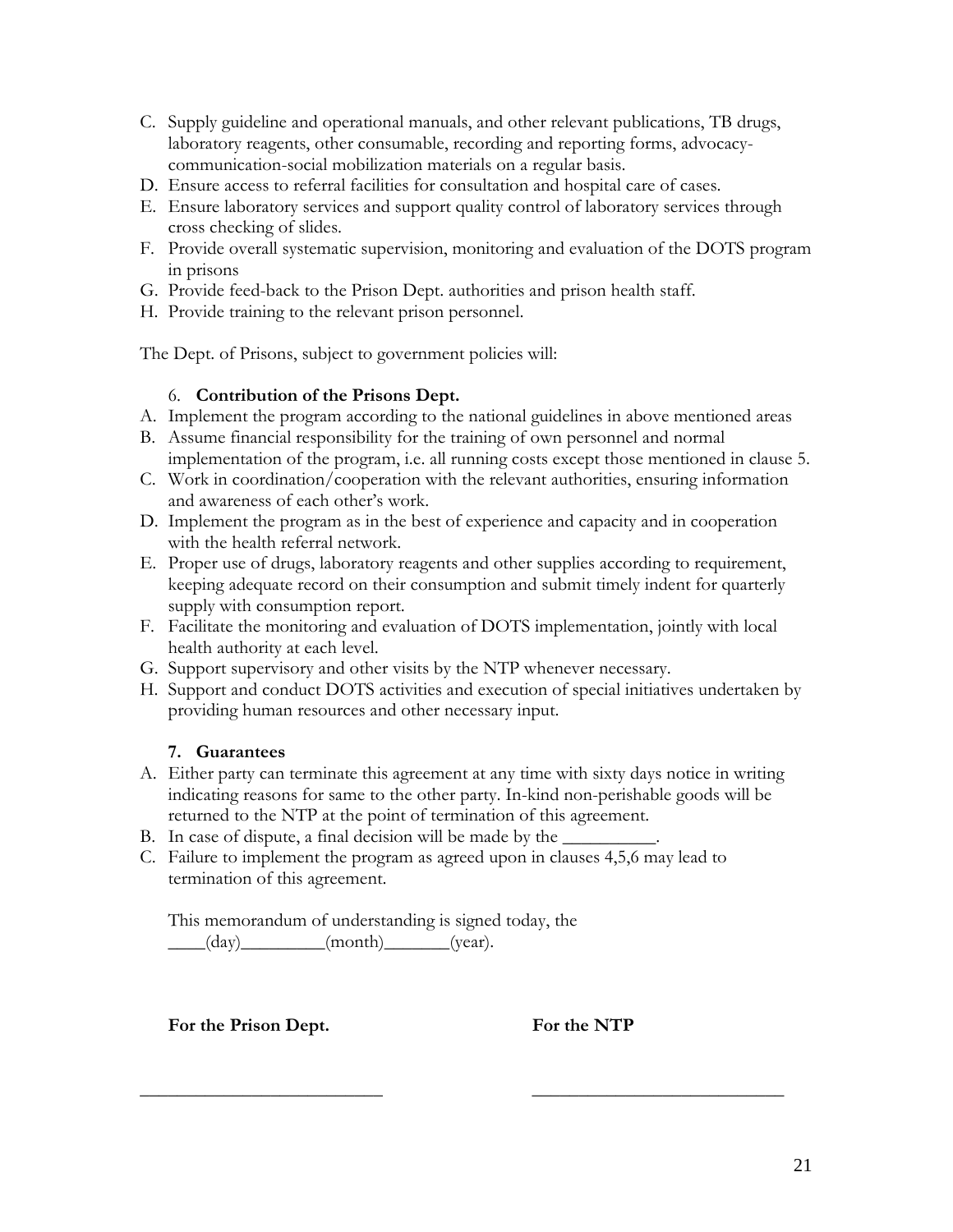C. Supply guideline and operational manuals, and other relevant publications, TB drugs, laboratory reagents, other consumable, recording and reporting forms, advocacy-communication-social mobilization materials on a regular basis.
D. Ensure access to referral facilities for consultation and hospital care of cases.
E. Ensure laboratory services and support quality control of laboratory services through cross checking of slides.
F. Provide overall systematic supervision, monitoring and evaluation of the DOTS program in prisons
G. Provide feed-back to the Prison Dept. authorities and prison health staff.
H. Provide training to the relevant prison personnel.

The Dept. of Prisons, subject to government policies will:

6. **Contribution of the Prisons Dept.**

A. Implement the program according to the national guidelines in above mentioned areas
B. Assume financial responsibility for the training of own personnel and normal implementation of the program, i.e. all running costs except those mentioned in clause 5.
C. Work in coordination/cooperation with the relevant authorities, ensuring information and awareness of each other's work.
D. Implement the program as in the best of experience and capacity and in cooperation with the health referral network.
E. Proper use of drugs, laboratory reagents and other supplies according to requirement, keeping adequate record on their consumption and submit timely indent for quarterly supply with consumption report.
F. Facilitate the monitoring and evaluation of DOTS implementation, jointly with local health authority at each level.
G. Support supervisory and other visits by the NTP whenever necessary.
H. Support and conduct DOTS activities and execution of special initiatives undertaken by providing human resources and other necessary input.

7. **Guarantees**

A. Either party can terminate this agreement at any time with sixty days notice in writing indicating reasons for same to the other party. In-kind non-perishable goods will be returned to the NTP at the point of termination of this agreement.
B. In case of dispute, a final decision will be made by the __________.
C. Failure to implement the program as agreed upon in clauses 4,5,6 may lead to termination of this agreement.

This memorandum of understanding is signed today, the ____(day)_________(month)_______(year).

**For the Prison Dept.** **For the NTP**

__________________________ __________________________